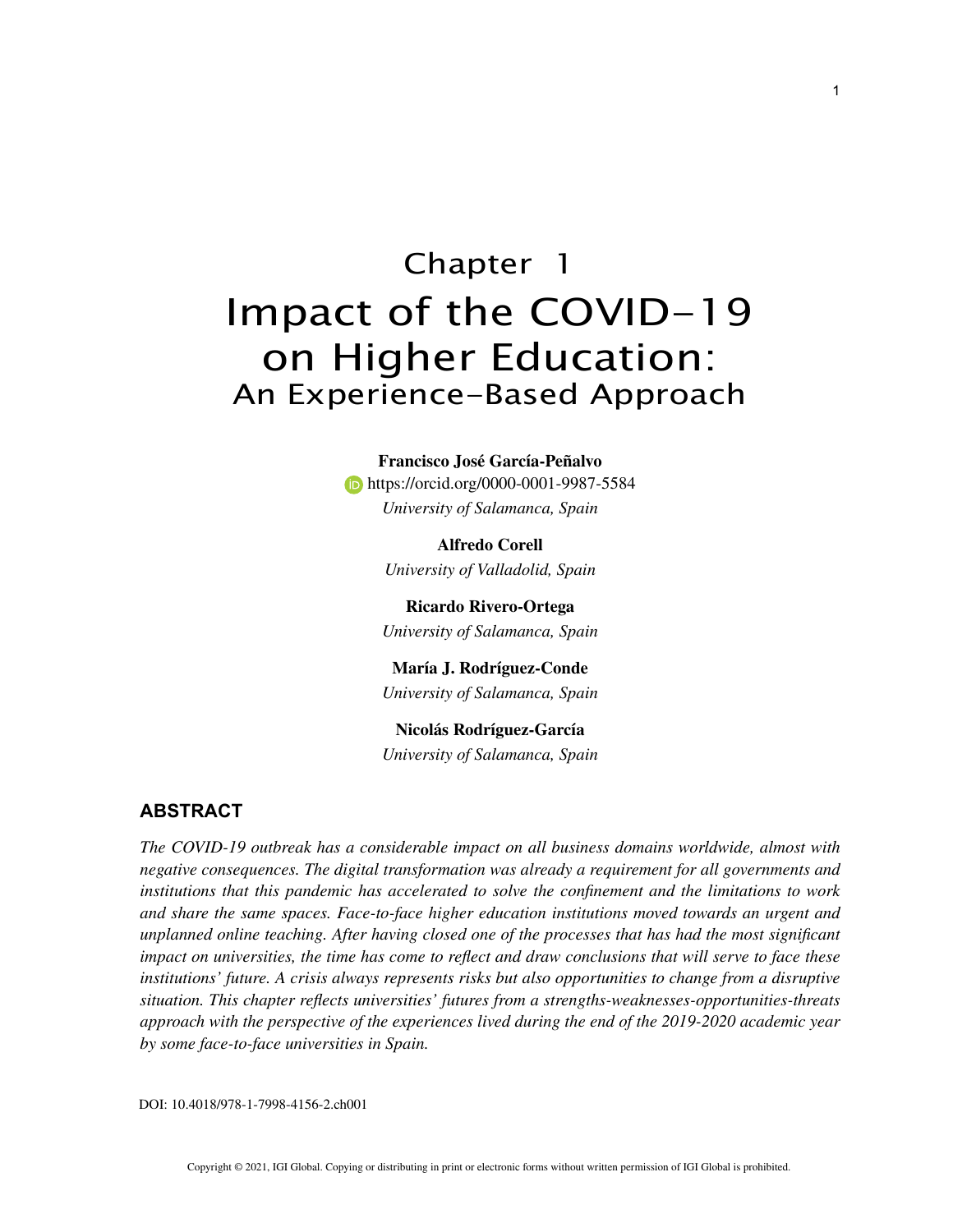# Chapter 1
# Impact of the COVID-19 on Higher Education:
## An Experience-Based Approach

**Francisco José García-Peñalvo**
https://orcid.org/0000-0001-9987-5584
*University of Salamanca, Spain*

**Alfredo Corell**
*University of Valladolid, Spain*

**Ricardo Rivero-Ortega**
*University of Salamanca, Spain*

**María J. Rodríguez-Conde**
*University of Salamanca, Spain*

**Nicolás Rodríguez-García**
*University of Salamanca, Spain*

## ABSTRACT

*The COVID-19 outbreak has a considerable impact on all business domains worldwide, almost with negative consequences. The digital transformation was already a requirement for all governments and institutions that this pandemic has accelerated to solve the confinement and the limitations to work and share the same spaces. Face-to-face higher education institutions moved towards an urgent and unplanned online teaching. After having closed one of the processes that has had the most significant impact on universities, the time has come to reflect and draw conclusions that will serve to face these institutions' future. A crisis always represents risks but also opportunities to change from a disruptive situation. This chapter reflects universities' futures from a strengths-weaknesses-opportunities-threats approach with the perspective of the experiences lived during the end of the 2019-2020 academic year by some face-to-face universities in Spain.*

DOI: 10.4018/978-1-7998-4156-2.ch001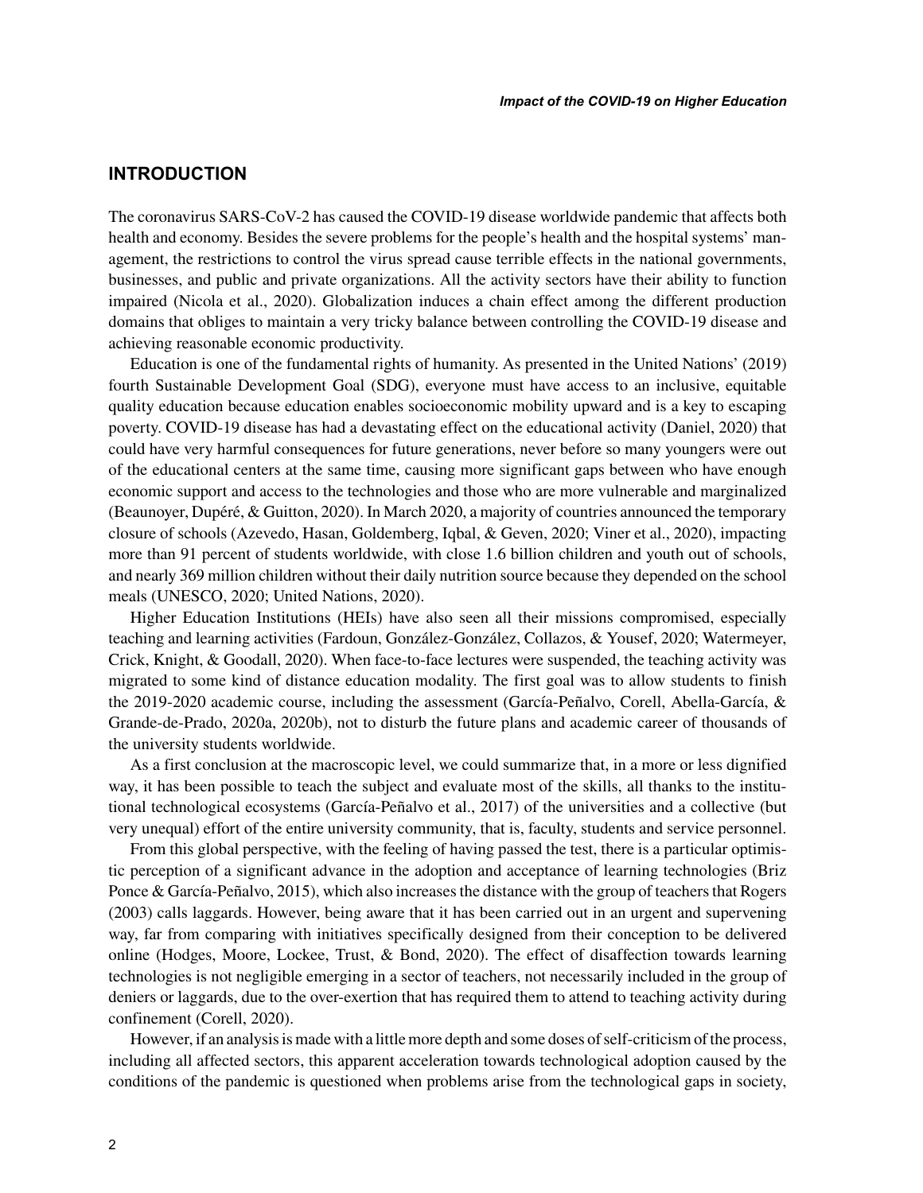## INTRODUCTION

The coronavirus SARS-CoV-2 has caused the COVID-19 disease worldwide pandemic that affects both health and economy. Besides the severe problems for the people's health and the hospital systems' management, the restrictions to control the virus spread cause terrible effects in the national governments, businesses, and public and private organizations. All the activity sectors have their ability to function impaired (Nicola et al., 2020). Globalization induces a chain effect among the different production domains that obliges to maintain a very tricky balance between controlling the COVID-19 disease and achieving reasonable economic productivity.

Education is one of the fundamental rights of humanity. As presented in the United Nations' (2019) fourth Sustainable Development Goal (SDG), everyone must have access to an inclusive, equitable quality education because education enables socioeconomic mobility upward and is a key to escaping poverty. COVID-19 disease has had a devastating effect on the educational activity (Daniel, 2020) that could have very harmful consequences for future generations, never before so many youngers were out of the educational centers at the same time, causing more significant gaps between who have enough economic support and access to the technologies and those who are more vulnerable and marginalized (Beaunoyer, Dupéré, & Guitton, 2020). In March 2020, a majority of countries announced the temporary closure of schools (Azevedo, Hasan, Goldemberg, Iqbal, & Geven, 2020; Viner et al., 2020), impacting more than 91 percent of students worldwide, with close 1.6 billion children and youth out of schools, and nearly 369 million children without their daily nutrition source because they depended on the school meals (UNESCO, 2020; United Nations, 2020).

Higher Education Institutions (HEIs) have also seen all their missions compromised, especially teaching and learning activities (Fardoun, González-González, Collazos, & Yousef, 2020; Watermeyer, Crick, Knight, & Goodall, 2020). When face-to-face lectures were suspended, the teaching activity was migrated to some kind of distance education modality. The first goal was to allow students to finish the 2019-2020 academic course, including the assessment (García-Peñalvo, Corell, Abella-García, & Grande-de-Prado, 2020a, 2020b), not to disturb the future plans and academic career of thousands of the university students worldwide.

As a first conclusion at the macroscopic level, we could summarize that, in a more or less dignified way, it has been possible to teach the subject and evaluate most of the skills, all thanks to the institutional technological ecosystems (García-Peñalvo et al., 2017) of the universities and a collective (but very unequal) effort of the entire university community, that is, faculty, students and service personnel.

From this global perspective, with the feeling of having passed the test, there is a particular optimistic perception of a significant advance in the adoption and acceptance of learning technologies (Briz Ponce & García-Peñalvo, 2015), which also increases the distance with the group of teachers that Rogers (2003) calls laggards. However, being aware that it has been carried out in an urgent and supervening way, far from comparing with initiatives specifically designed from their conception to be delivered online (Hodges, Moore, Lockee, Trust, & Bond, 2020). The effect of disaffection towards learning technologies is not negligible emerging in a sector of teachers, not necessarily included in the group of deniers or laggards, due to the over-exertion that has required them to attend to teaching activity during confinement (Corell, 2020).

However, if an analysis is made with a little more depth and some doses of self-criticism of the process, including all affected sectors, this apparent acceleration towards technological adoption caused by the conditions of the pandemic is questioned when problems arise from the technological gaps in society,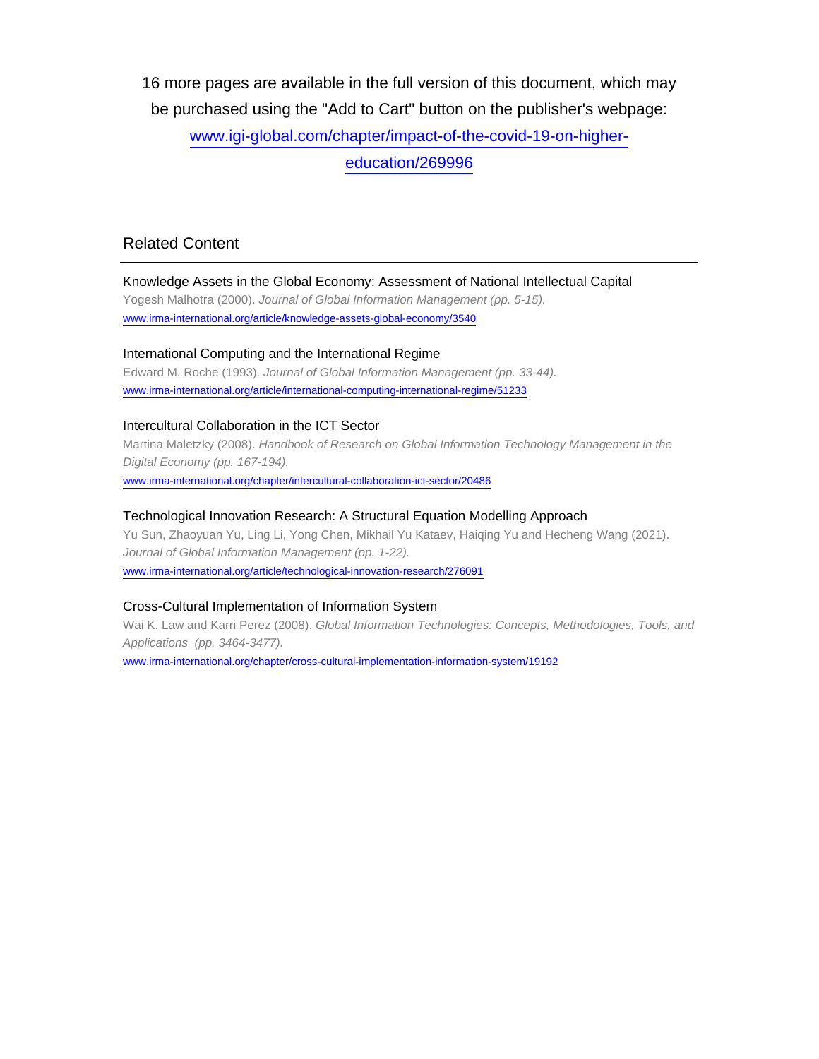16 more pages are available in the full version of this document, which may be purchased using the "Add to Cart" button on the publisher's webpage: www.igi-global.com/chapter/impact-of-the-covid-19-on-higher-education/269996

## Related Content

Knowledge Assets in the Global Economy: Assessment of National Intellectual Capital
Yogesh Malhotra (2000). *Journal of Global Information Management (pp. 5-15).*
www.irma-international.org/article/knowledge-assets-global-economy/3540

International Computing and the International Regime
Edward M. Roche (1993). *Journal of Global Information Management (pp. 33-44).*
www.irma-international.org/article/international-computing-international-regime/51233

Intercultural Collaboration in the ICT Sector
Martina Maletzky (2008). *Handbook of Research on Global Information Technology Management in the Digital Economy (pp. 167-194).*
www.irma-international.org/chapter/intercultural-collaboration-ict-sector/20486

Technological Innovation Research: A Structural Equation Modelling Approach
Yu Sun, Zhaoyuan Yu, Ling Li, Yong Chen, Mikhail Yu Kataev, Haiqing Yu and Hecheng Wang (2021). *Journal of Global Information Management (pp. 1-22).*
www.irma-international.org/article/technological-innovation-research/276091

Cross-Cultural Implementation of Information System
Wai K. Law and Karri Perez (2008). *Global Information Technologies: Concepts, Methodologies, Tools, and Applications (pp. 3464-3477).*
www.irma-international.org/chapter/cross-cultural-implementation-information-system/19192